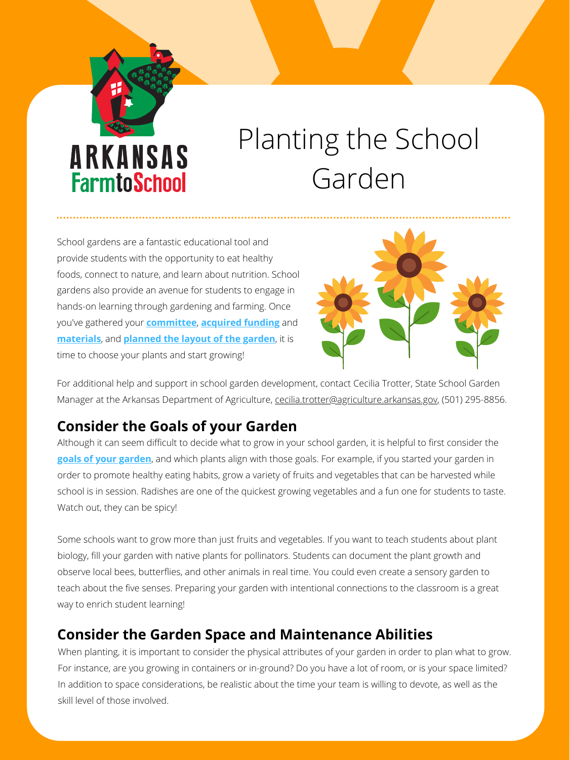# Planting the School Garden

School gardens are a fantastic educational tool and provide students with the opportunity to eat healthy foods, connect to nature, and learn about nutrition. School gardens also provide an avenue for students to engage in hands-on learning through gardening and farming. Once you've gathered your **committee**, **acquired funding** and **materials**, and **planned the layout of the garden**, it is time to choose your plants and start growing!

For additional help and support in school garden development, contact Cecilia Trotter, State School Garden Manager at the Arkansas Department of Agriculture, cecilia.trotter@agriculture.arkansas.gov, (501) 295-8856.

## Consider the Goals of your Garden

Although it can seem difficult to decide what to grow in your school garden, it is helpful to first consider the **goals of your garden**, and which plants align with those goals. For example, if you started your garden in order to promote healthy eating habits, grow a variety of fruits and vegetables that can be harvested while school is in session. Radishes are one of the quickest growing vegetables and a fun one for students to taste. Watch out, they can be spicy!

Some schools want to grow more than just fruits and vegetables. If you want to teach students about plant biology, fill your garden with native plants for pollinators. Students can document the plant growth and observe local bees, butterflies, and other animals in real time. You could even create a sensory garden to teach about the five senses. Preparing your garden with intentional connections to the classroom is a great way to enrich student learning!

## Consider the Garden Space and Maintenance Abilities

When planting, it is important to consider the physical attributes of your garden in order to plan what to grow. For instance, are you growing in containers or in-ground? Do you have a lot of room, or is your space limited? In addition to space considerations, be realistic about the time your team is willing to devote, as well as the skill level of those involved.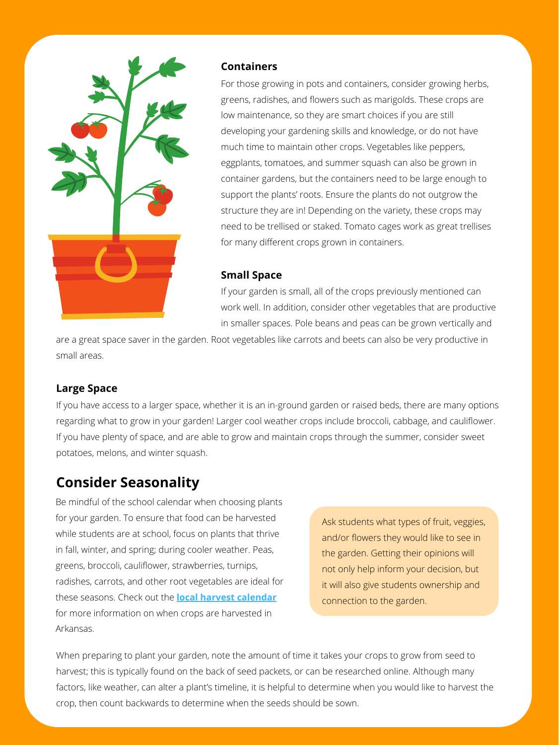### Containers

For those growing in pots and containers, consider growing herbs, greens, radishes, and flowers such as marigolds. These crops are low maintenance, so they are smart choices if you are still developing your gardening skills and knowledge, or do not have much time to maintain other crops. Vegetables like peppers, eggplants, tomatoes, and summer squash can also be grown in container gardens, but the containers need to be large enough to support the plants' roots. Ensure the plants do not outgrow the structure they are in! Depending on the variety, these crops may need to be trellised or staked. Tomato cages work as great trellises for many different crops grown in containers.

### Small Space

If your garden is small, all of the crops previously mentioned can work well. In addition, consider other vegetables that are productive in smaller spaces. Pole beans and peas can be grown vertically and are a great space saver in the garden. Root vegetables like carrots and beets can also be very productive in small areas.

### Large Space

If you have access to a larger space, whether it is an in-ground garden or raised beds, there are many options regarding what to grow in your garden! Larger cool weather crops include broccoli, cabbage, and cauliflower. If you have plenty of space, and are able to grow and maintain crops through the summer, consider sweet potatoes, melons, and winter squash.

## Consider Seasonality

Be mindful of the school calendar when choosing plants for your garden. To ensure that food can be harvested while students are at school, focus on plants that thrive in fall, winter, and spring; during cooler weather. Peas, greens, broccoli, cauliflower, strawberries, turnips, radishes, carrots, and other root vegetables are ideal for these seasons. Check out the **local harvest calendar** for more information on when crops are harvested in Arkansas.

Ask students what types of fruit, veggies, and/or flowers they would like to see in the garden. Getting their opinions will not only help inform your decision, but it will also give students ownership and connection to the garden.

When preparing to plant your garden, note the amount of time it takes your crops to grow from seed to harvest; this is typically found on the back of seed packets, or can be researched online. Although many factors, like weather, can alter a plant's timeline, it is helpful to determine when you would like to harvest the crop, then count backwards to determine when the seeds should be sown.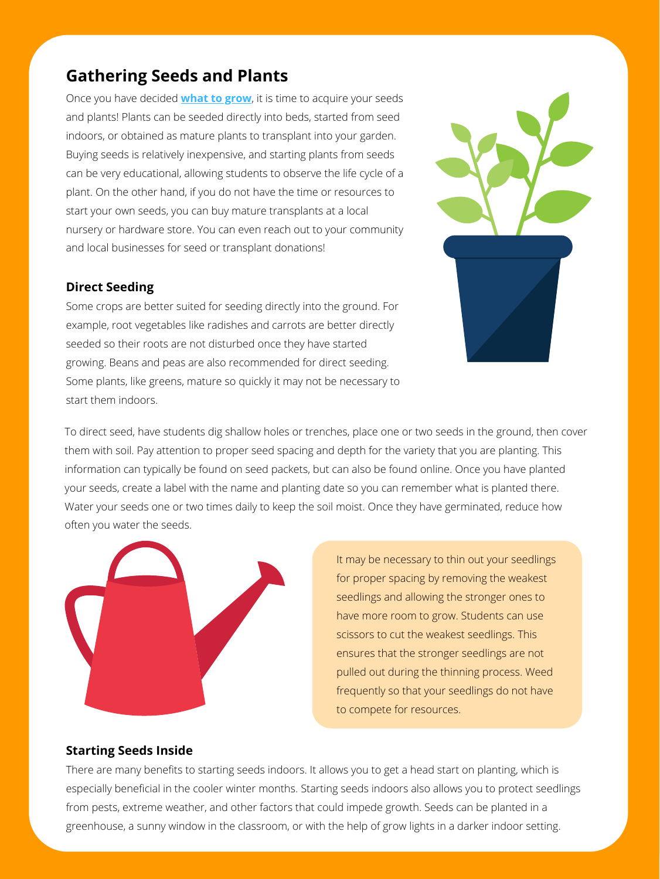## Gathering Seeds and Plants

Once you have decided **what to grow**, it is time to acquire your seeds and plants! Plants can be seeded directly into beds, started from seed indoors, or obtained as mature plants to transplant into your garden. Buying seeds is relatively inexpensive, and starting plants from seeds can be very educational, allowing students to observe the life cycle of a plant. On the other hand, if you do not have the time or resources to start your own seeds, you can buy mature transplants at a local nursery or hardware store. You can even reach out to your community and local businesses for seed or transplant donations!

### Direct Seeding

Some crops are better suited for seeding directly into the ground. For example, root vegetables like radishes and carrots are better directly seeded so their roots are not disturbed once they have started growing. Beans and peas are also recommended for direct seeding. Some plants, like greens, mature so quickly it may not be necessary to start them indoors.

To direct seed, have students dig shallow holes or trenches, place one or two seeds in the ground, then cover them with soil. Pay attention to proper seed spacing and depth for the variety that you are planting. This information can typically be found on seed packets, but can also be found online. Once you have planted your seeds, create a label with the name and planting date so you can remember what is planted there. Water your seeds one or two times daily to keep the soil moist. Once they have germinated, reduce how often you water the seeds.

It may be necessary to thin out your seedlings for proper spacing by removing the weakest seedlings and allowing the stronger ones to have more room to grow. Students can use scissors to cut the weakest seedlings. This ensures that the stronger seedlings are not pulled out during the thinning process. Weed frequently so that your seedlings do not have to compete for resources.

### Starting Seeds Inside

There are many benefits to starting seeds indoors. It allows you to get a head start on planting, which is especially beneficial in the cooler winter months. Starting seeds indoors also allows you to protect seedlings from pests, extreme weather, and other factors that could impede growth. Seeds can be planted in a greenhouse, a sunny window in the classroom, or with the help of grow lights in a darker indoor setting.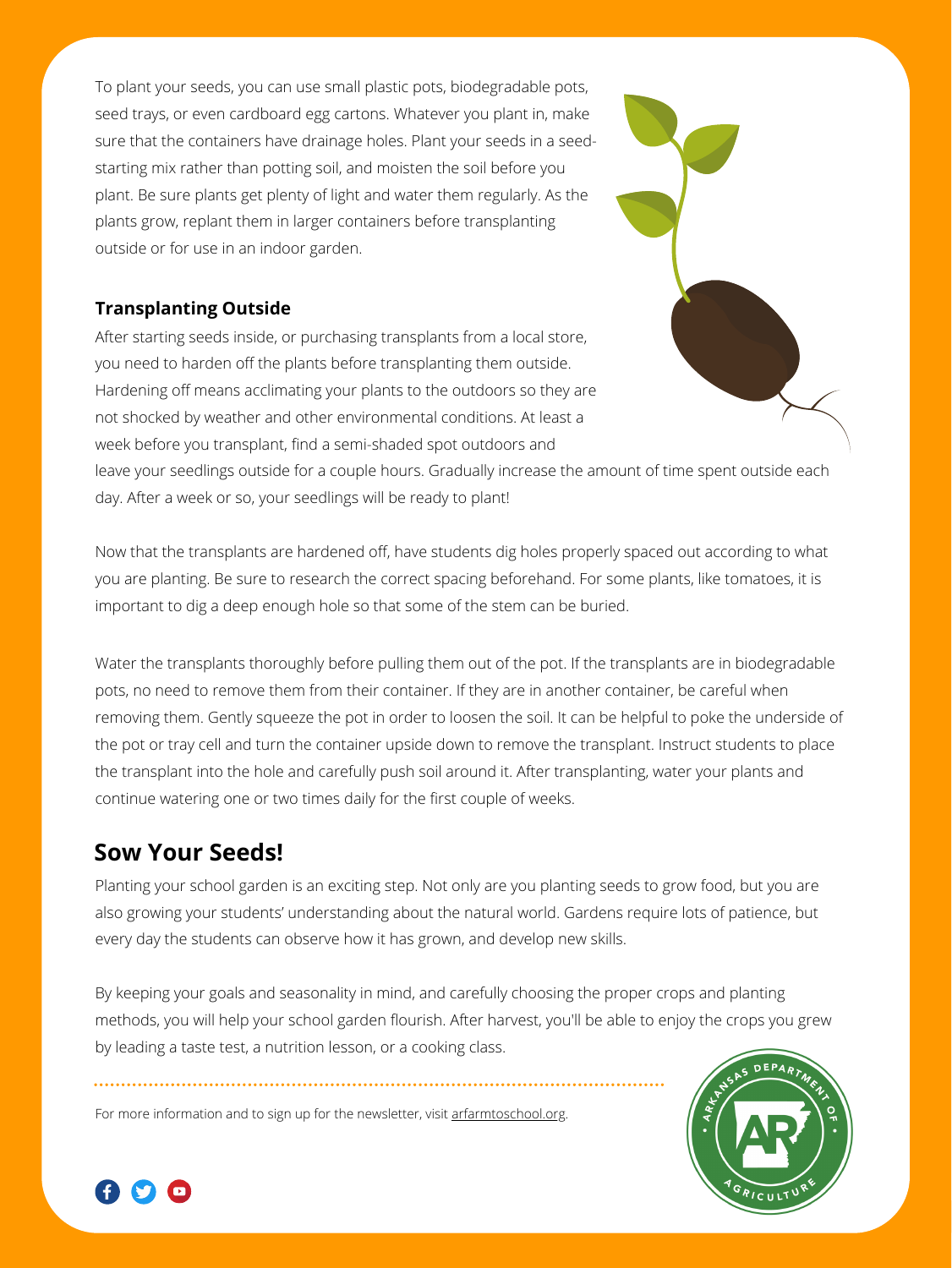To plant your seeds, you can use small plastic pots, biodegradable pots, seed trays, or even cardboard egg cartons. Whatever you plant in, make sure that the containers have drainage holes. Plant your seeds in a seed-starting mix rather than potting soil, and moisten the soil before you plant. Be sure plants get plenty of light and water them regularly. As the plants grow, replant them in larger containers before transplanting outside or for use in an indoor garden.

### Transplanting Outside

After starting seeds inside, or purchasing transplants from a local store, you need to harden off the plants before transplanting them outside. Hardening off means acclimating your plants to the outdoors so they are not shocked by weather and other environmental conditions. At least a week before you transplant, find a semi-shaded spot outdoors and leave your seedlings outside for a couple hours. Gradually increase the amount of time spent outside each day. After a week or so, your seedlings will be ready to plant!

Now that the transplants are hardened off, have students dig holes properly spaced out according to what you are planting. Be sure to research the correct spacing beforehand. For some plants, like tomatoes, it is important to dig a deep enough hole so that some of the stem can be buried.

Water the transplants thoroughly before pulling them out of the pot. If the transplants are in biodegradable pots, no need to remove them from their container. If they are in another container, be careful when removing them. Gently squeeze the pot in order to loosen the soil. It can be helpful to poke the underside of the pot or tray cell and turn the container upside down to remove the transplant. Instruct students to place the transplant into the hole and carefully push soil around it. After transplanting, water your plants and continue watering one or two times daily for the first couple of weeks.

## Sow Your Seeds!

Planting your school garden is an exciting step. Not only are you planting seeds to grow food, but you are also growing your students' understanding about the natural world. Gardens require lots of patience, but every day the students can observe how it has grown, and develop new skills.

By keeping your goals and seasonality in mind, and carefully choosing the proper crops and planting methods, you will help your school garden flourish. After harvest, you'll be able to enjoy the crops you grew by leading a taste test, a nutrition lesson, or a cooking class.

For more information and to sign up for the newsletter, visit arfarmtoschool.org.

ARKANSAS DEPARTMENT OF AGRICULTURE